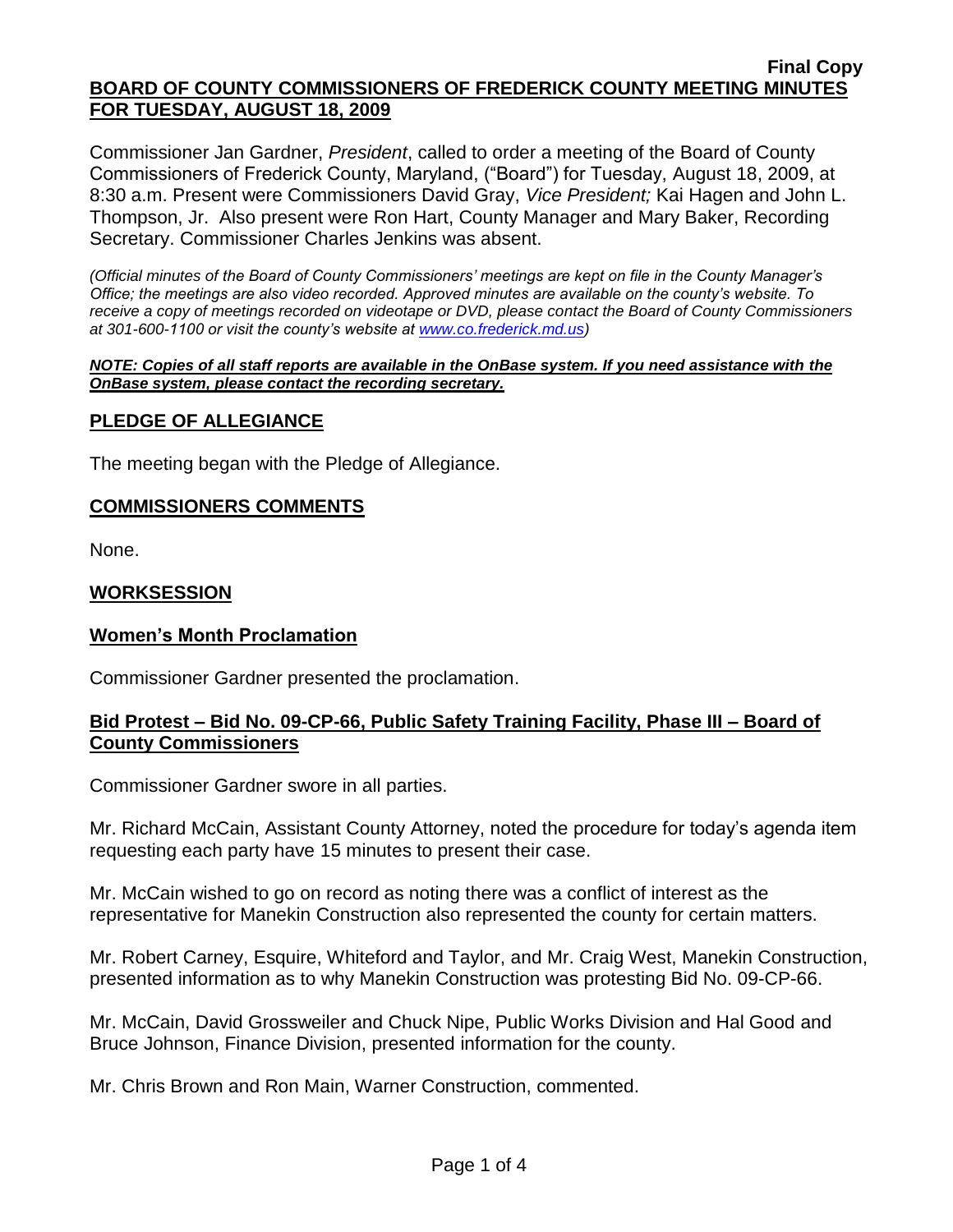**Final Copy**

**BOARD OF COUNTY COMMISSIONERS OF FREDERICK COUNTY MEETING MINUTES FOR TUESDAY, AUGUST 18, 2009**

Commissioner Jan Gardner, *President*, called to order a meeting of the Board of County Commissioners of Frederick County, Maryland, ("Board") for Tuesday, August 18, 2009, at 8:30 a.m. Present were Commissioners David Gray, *Vice President;* Kai Hagen and John L. Thompson, Jr. Also present were Ron Hart, County Manager and Mary Baker, Recording Secretary. Commissioner Charles Jenkins was absent.

*(Official minutes of the Board of County Commissioners' meetings are kept on file in the County Manager's Office; the meetings are also video recorded. Approved minutes are available on the county's website. To receive a copy of meetings recorded on videotape or DVD, please contact the Board of County Commissioners at 301-600-1100 or visit the county's website at www.co.frederick.md.us)*

***NOTE: Copies of all staff reports are available in the OnBase system. If you need assistance with the OnBase system, please contact the recording secretary.***

## PLEDGE OF ALLEGIANCE

The meeting began with the Pledge of Allegiance.

## COMMISSIONERS COMMENTS

None.

## WORKSESSION

## Women's Month Proclamation

Commissioner Gardner presented the proclamation.

## Bid Protest – Bid No. 09-CP-66, Public Safety Training Facility, Phase III – Board of County Commissioners

Commissioner Gardner swore in all parties.

Mr. Richard McCain, Assistant County Attorney, noted the procedure for today's agenda item requesting each party have 15 minutes to present their case.

Mr. McCain wished to go on record as noting there was a conflict of interest as the representative for Manekin Construction also represented the county for certain matters.

Mr. Robert Carney, Esquire, Whiteford and Taylor, and Mr. Craig West, Manekin Construction, presented information as to why Manekin Construction was protesting Bid No. 09-CP-66.

Mr. McCain, David Grossweiler and Chuck Nipe, Public Works Division and Hal Good and Bruce Johnson, Finance Division, presented information for the county.

Mr. Chris Brown and Ron Main, Warner Construction, commented.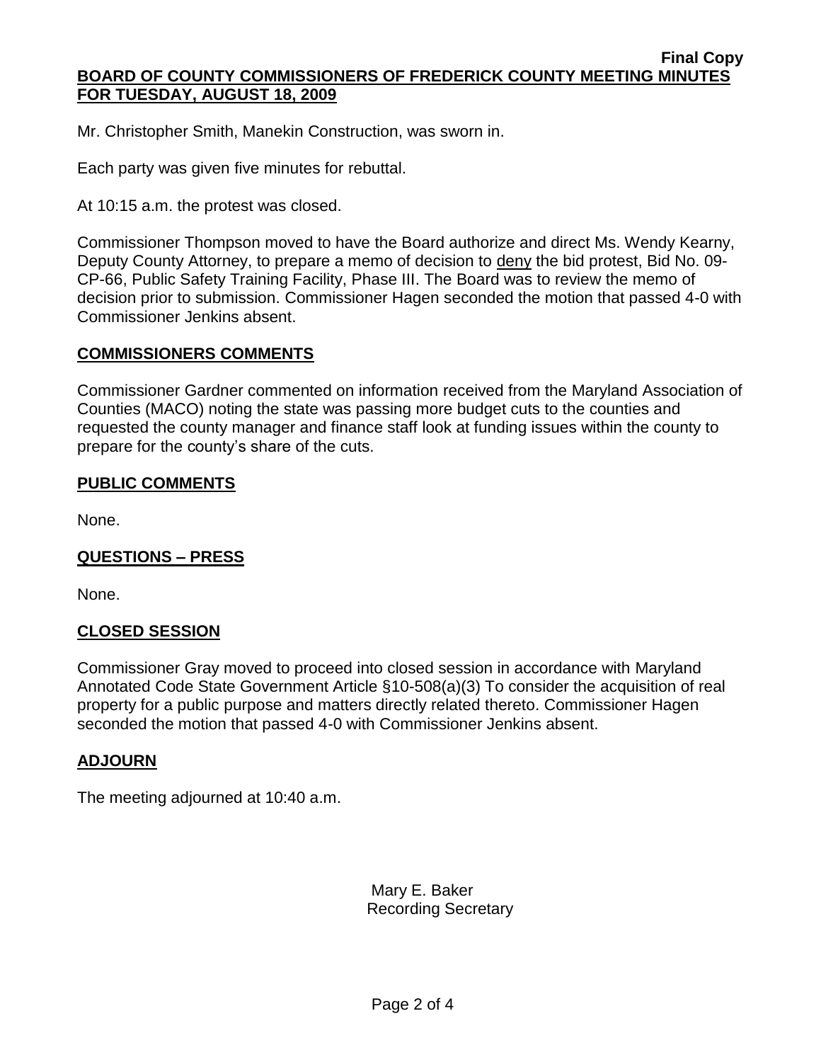Mr. Christopher Smith, Manekin Construction, was sworn in.

Each party was given five minutes for rebuttal.

At 10:15 a.m. the protest was closed.

Commissioner Thompson moved to have the Board authorize and direct Ms. Wendy Kearny, Deputy County Attorney, to prepare a memo of decision to deny the bid protest, Bid No. 09-CP-66, Public Safety Training Facility, Phase III. The Board was to review the memo of decision prior to submission. Commissioner Hagen seconded the motion that passed 4-0 with Commissioner Jenkins absent.

## COMMISSIONERS COMMENTS

Commissioner Gardner commented on information received from the Maryland Association of Counties (MACO) noting the state was passing more budget cuts to the counties and requested the county manager and finance staff look at funding issues within the county to prepare for the county's share of the cuts.

## PUBLIC COMMENTS

None.

## QUESTIONS – PRESS

None.

## CLOSED SESSION

Commissioner Gray moved to proceed into closed session in accordance with Maryland Annotated Code State Government Article §10-508(a)(3) To consider the acquisition of real property for a public purpose and matters directly related thereto. Commissioner Hagen seconded the motion that passed 4-0 with Commissioner Jenkins absent.

## ADJOURN

The meeting adjourned at 10:40 a.m.

Mary E. Baker
Recording Secretary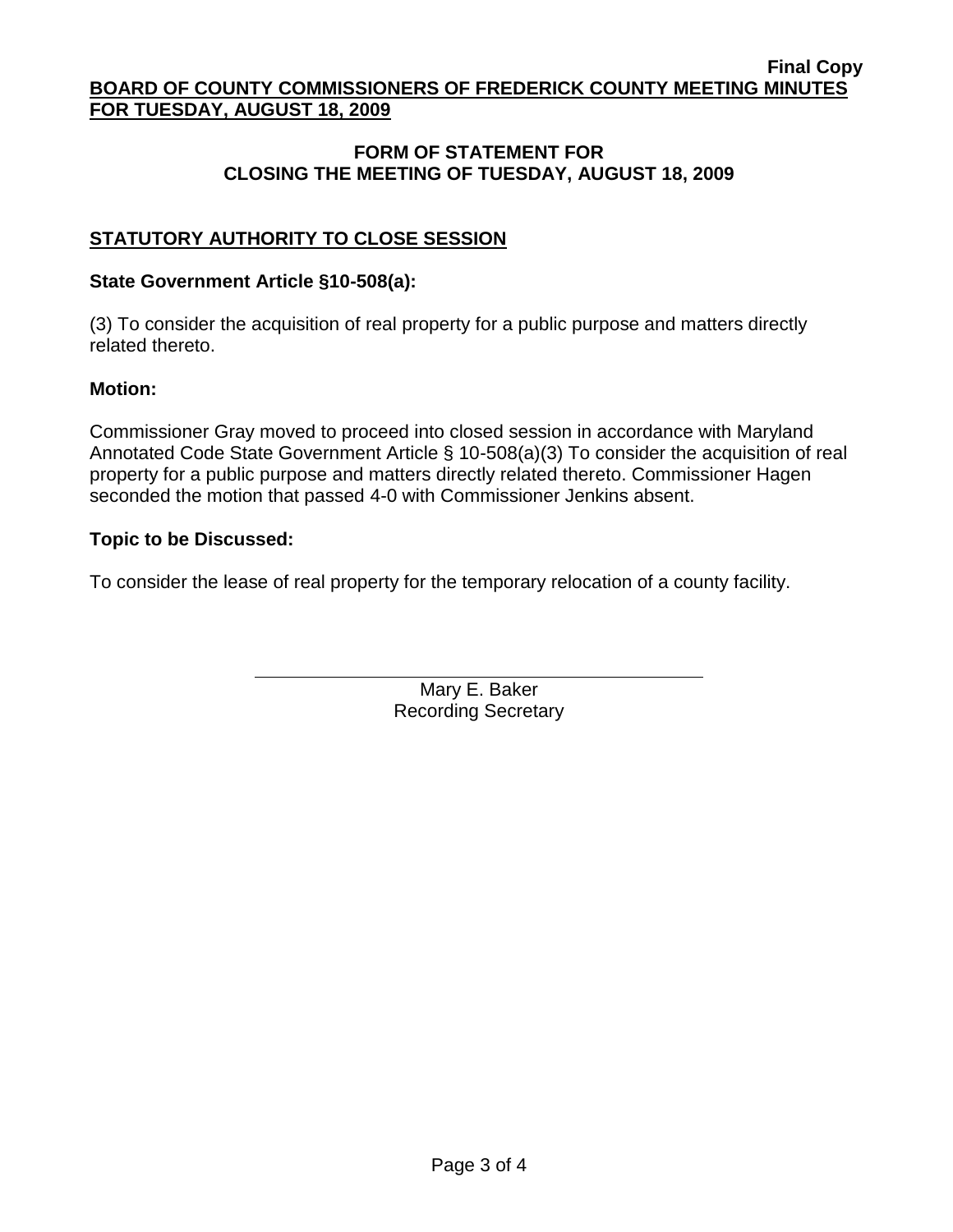## FORM OF STATEMENT FOR CLOSING THE MEETING OF TUESDAY, AUGUST 18, 2009

### STATUTORY AUTHORITY TO CLOSE SESSION

**State Government Article §10-508(a):**

(3) To consider the acquisition of real property for a public purpose and matters directly related thereto.

**Motion:**

Commissioner Gray moved to proceed into closed session in accordance with Maryland Annotated Code State Government Article § 10-508(a)(3) To consider the acquisition of real property for a public purpose and matters directly related thereto. Commissioner Hagen seconded the motion that passed 4-0 with Commissioner Jenkins absent.

**Topic to be Discussed:**

To consider the lease of real property for the temporary relocation of a county facility.

Mary E. Baker
Recording Secretary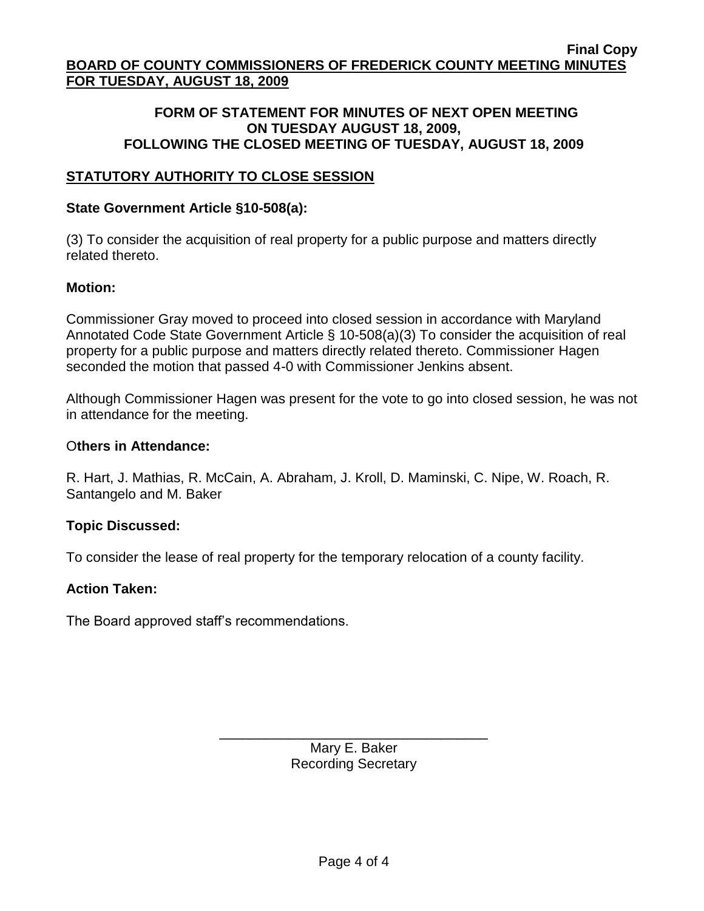**Final Copy**

**BOARD OF COUNTY COMMISSIONERS OF FREDERICK COUNTY MEETING MINUTES FOR TUESDAY, AUGUST 18, 2009**

**FORM OF STATEMENT FOR MINUTES OF NEXT OPEN MEETING ON TUESDAY AUGUST 18, 2009, FOLLOWING THE CLOSED MEETING OF TUESDAY, AUGUST 18, 2009**

## STATUTORY AUTHORITY TO CLOSE SESSION

**State Government Article §10-508(a):**

(3) To consider the acquisition of real property for a public purpose and matters directly related thereto.

**Motion:**

Commissioner Gray moved to proceed into closed session in accordance with Maryland Annotated Code State Government Article § 10-508(a)(3) To consider the acquisition of real property for a public purpose and matters directly related thereto. Commissioner Hagen seconded the motion that passed 4-0 with Commissioner Jenkins absent.

Although Commissioner Hagen was present for the vote to go into closed session, he was not in attendance for the meeting.

O**thers in Attendance:**

R. Hart, J. Mathias, R. McCain, A. Abraham, J. Kroll, D. Maminski, C. Nipe, W. Roach, R. Santangelo and M. Baker

**Topic Discussed:**

To consider the lease of real property for the temporary relocation of a county facility.

**Action Taken:**

The Board approved staff's recommendations.

\_\_\_\_\_\_\_\_\_\_\_\_\_\_\_\_\_\_\_\_\_\_\_\_\_\_\_\_\_\_\_\_\_\_\_\_

Mary E. Baker
Recording Secretary